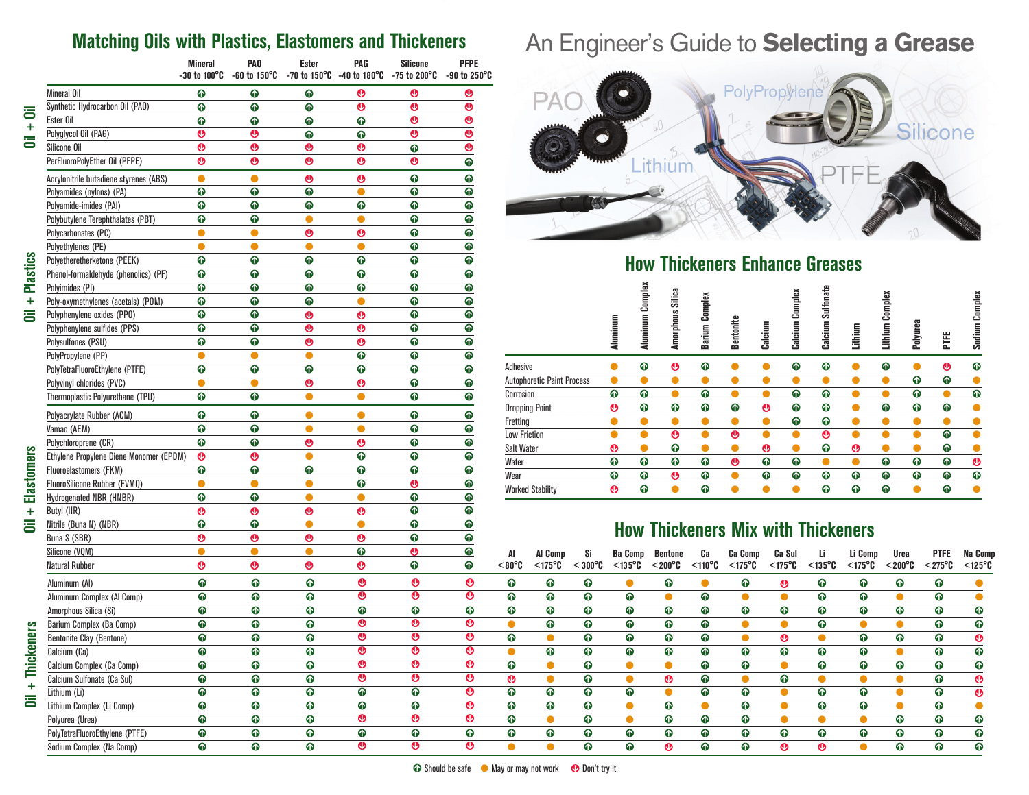# An Engineer's Guide to **Selecting a Grease**

PAO · PolyPropylene · Silicone · Lithium · PTFE

## Matching Oils with Plastics, Elastomers and Thickeners

### Oil + Oil

| | Mineral -30 to 100°C | PAO -60 to 150°C | Ester -70 to 150°C | PAG -40 to 180°C | Silicone -75 to 200°C | PFPE -90 to 250°C |
|---|---|---|---|---|---|---|
| Mineral Oil | ↑ | ↑ | ↑ | ↓ | ↓ | ↓ |
| Synthetic Hydrocarbon Oil (PAO) | ↑ | ↑ | ↑ | ↓ | ↓ | ↓ |
| Ester Oil | ↑ | ↑ | ↑ | ↑ | ↓ | ↓ |
| Polyglycol Oil (PAG) | ↓ | ↓ | ↑ | ↑ | ↓ | ↓ |
| Silicone Oil | ↓ | ↓ | ↓ | ↓ | ↑ | ↓ |
| PerFluoroPolyEther Oil (PFPE) | ↓ | ↓ | ↓ | ↓ | ↓ | ↑ |

### Oil + Plastics

| | Mineral | PAO | Ester | PAG | Silicone | PFPE |
|---|---|---|---|---|---|---|
| Acrylonitrile butadiene styrenes (ABS) | ● | ● | ↓ | ↓ | ↑ | ↑ |
| Polyamides (nylons) (PA) | ↑ | ↑ | ↑ | ● | ↑ | ↑ |
| Polyamide-imides (PAI) | ↑ | ↑ | ↑ | ↑ | ↑ | ↑ |
| Polybutylene Terephthalates (PBT) | ↑ | ↑ | ● | ● | ↑ | ↑ |
| Polycarbonates (PC) | ● | ● | ↓ | ↓ | ↑ | ↑ |
| Polyethylenes (PE) | ● | ● | ● | ● | ↑ | ↑ |
| Polyetheretherketone (PEEK) | ↑ | ↑ | ↑ | ↑ | ↑ | ↑ |
| Phenol-formaldehyde (phenolics) (PF) | ↑ | ↑ | ↑ | ↑ | ↑ | ↑ |
| Polyimides (PI) | ↑ | ↑ | ↑ | ↑ | ↑ | ↑ |
| Poly-oxymethylenes (acetals) (POM) | ↑ | ↑ | ↑ | ● | ↑ | ↑ |
| Polyphenylene oxides (PPO) | ↑ | ↑ | ↓ | ↓ | ↑ | ↑ |
| Polyphenylene sulfides (PPS) | ↑ | ↑ | ↓ | ↓ | ↑ | ↑ |
| Polysulfones (PSU) | ↑ | ↑ | ↓ | ↓ | ↑ | ↑ |
| PolyPropylene (PP) | ● | ● | ● | ↑ | ↑ | ↑ |
| PolyTetraFluoroEthylene (PTFE) | ↑ | ↑ | ↑ | ↑ | ↑ | ↑ |
| Polyvinyl chlorides (PVC) | ● | ● | ↓ | ↓ | ↑ | ↑ |
| Thermoplastic Polyurethane (TPU) | ↑ | ↑ | ● | ● | ↑ | ↑ |

### Oil + Elastomers

| | Mineral | PAO | Ester | PAG | Silicone | PFPE |
|---|---|---|---|---|---|---|
| Polyacrylate Rubber (ACM) | ↑ | ↑ | ● | ● | ↑ | ↑ |
| Vamac (AEM) | ↑ | ↑ | ● | ● | ↑ | ↑ |
| Polychloroprene (CR) | ↑ | ↑ | ↓ | ↓ | ↑ | ↑ |
| Ethylene Propylene Diene Monomer (EPDM) | ↓ | ↓ | ● | ↑ | ↑ | ↑ |
| Fluoroelastomers (FKM) | ↑ | ↑ | ↑ | ↑ | ↑ | ↑ |
| FluoroSilicone Rubber (FVMQ) | ● | ● | ● | ↑ | ↓ | ↑ |
| Hydrogenated NBR (HNBR) | ↑ | ↑ | ● | ● | ↑ | ↑ |
| Butyl (IIR) | ↓ | ↓ | ↓ | ↓ | ↑ | ↑ |
| Nitrile (Buna N) (NBR) | ↑ | ↑ | ● | ● | ↑ | ↑ |
| Buna S (SBR) | ↓ | ↓ | ↓ | ↓ | ↑ | ↑ |
| Silicone (VQM) | ● | ● | ● | ↑ | ↓ | ↑ |
| Natural Rubber | ↓ | ↓ | ↓ | ↓ | ↑ | ↑ |

### Oil + Thickeners / How Thickeners Mix with Thickeners

| | Mineral | PAO | Ester | PAG | Silicone | PFPE | Al <80°C | Al Comp <175°C | Si < 300°C | Ba Comp <135°C | Bentone <200°C | Ca <110°C | Ca Comp <175°C | Ca Sul <175°C | Li <135°C | Li Comp <175°C | Urea <200°C | PTFE <275°C | Na Comp <125°C |
|---|---|---|---|---|---|---|---|---|---|---|---|---|---|---|---|---|---|---|---|
| Aluminum (Al) | ↑ | ↑ | ↑ | ↓ | ↓ | ↓ | ↑ | ↑ | ↑ | ● | ↑ | ● | ↑ | ↓ | ↑ | ↑ | ↑ | ↑ | ● |
| Aluminum Complex (Al Comp) | ↑ | ↑ | ↑ | ↓ | ↓ | ↓ | ↑ | ↑ | ↑ | ↑ | ● | ↑ | ● | ● | ↑ | ↑ | ● | ↑ | ● |
| Amorphous Silica (Si) | ↑ | ↑ | ↑ | ↑ | ↑ | ↑ | ↑ | ↑ | ↑ | ↑ | ↑ | ↑ | ↑ | ↑ | ↑ | ↑ | ↑ | ↑ | ↑ |
| Barium Complex (Ba Comp) | ↑ | ↑ | ↑ | ↓ | ↓ | ↓ | ● | ↑ | ↑ | ↑ | ↑ | ↑ | ● | ● | ↑ | ● | ● | ↑ | ↑ |
| Bentonite Clay (Bentone) | ↑ | ↑ | ↑ | ↓ | ↓ | ↓ | ↑ | ● | ↑ | ↑ | ↑ | ↑ | ● | ↓ | ● | ↑ | ↑ | ↑ | ↓ |
| Calcium (Ca) | ↑ | ↑ | ↑ | ↓ | ↓ | ↓ | ● | ↑ | ↑ | ↑ | ↑ | ↑ | ↑ | ↑ | ↑ | ↑ | ● | ↑ | ↑ |
| Calcium Complex (Ca Comp) | ↑ | ↑ | ↑ | ↓ | ↓ | ↓ | ↑ | ● | ↑ | ● | ● | ↑ | ↑ | ● | ↑ | ↑ | ↑ | ↑ | ↑ |
| Calcium Sulfonate (Ca Sul) | ↑ | ↑ | ↑ | ↓ | ↓ | ↓ | ↓ | ● | ↑ | ● | ↓ | ↑ | ● | ↑ | ● | ● | ● | ↑ | ↓ |
| Lithium (Li) | ↑ | ↑ | ↑ | ↑ | ↑ | ↓ | ↑ | ↑ | ↑ | ↑ | ● | ↑ | ↑ | ● | ↑ | ↑ | ● | ↑ | ↓ |
| Lithium Complex (Li Comp) | ↑ | ↑ | ↑ | ↑ | ↑ | ↓ | ↑ | ↑ | ↑ | ● | ↑ | ● | ↑ | ● | ↑ | ↑ | ● | ↑ | ● |
| Polyurea (Urea) | ↑ | ↑ | ↑ | ↓ | ↓ | ↓ | ↑ | ● | ↑ | ● | ↑ | ↑ | ↑ | ● | ● | ● | ↑ | ↑ | ↑ |
| PolyTetraFluoroEthylene (PTFE) | ↑ | ↑ | ↑ | ↑ | ↑ | ↑ | ↑ | ↑ | ↑ | ↑ | ↑ | ↑ | ↑ | ↑ | ↑ | ↑ | ↑ | ↑ | ↑ |
| Sodium Complex (Na Comp) | ↑ | ↑ | ↑ | ↓ | ↓ | ↓ | ● | ● | ↑ | ↑ | ↓ | ↑ | ↑ | ↓ | ↓ | ● | ↑ | ↑ | ↑ |

## How Thickeners Enhance Greases

| | Aluminum | Aluminum Complex | Amorphous Silica | Barium Complex | Bentonite | Calcium | Calcium Complex | Calcium Sulfonate | Lithium | Lithium Complex | Polyurea | PTFE | Sodium Complex |
|---|---|---|---|---|---|---|---|---|---|---|---|---|---|
| Adhesive | ● | ↑ | ↓ | ↑ | ● | ● | ↑ | ↑ | ● | ↑ | ● | ↓ | ↑ |
| Autophoretic Paint Process | ● | ● | ● | ● | ● | ● | ● | ● | ● | ● | ↑ | ↑ | ● |
| Corrosion | ↑ | ↑ | ● | ↑ | ● | ● | ↑ | ↑ | ● | ● | ↑ | ● | ↑ |
| Dropping Point | ↓ | ↑ | ↑ | ↑ | ↑ | ↓ | ↑ | ↑ | ● | ↑ | ↑ | ↑ | ● |
| Fretting | ● | ● | ● | ● | ● | ● | ↑ | ↑ | ● | ● | ● | ● | ● |
| Low Friction | ● | ● | ↓ | ● | ↓ | ● | ● | ↓ | ● | ● | ● | ↑ | ● |
| Salt Water | ↓ | ● | ↑ | ● | ● | ↓ | ● | ↑ | ↓ | ● | ● | ↑ | ● |
| Water | ↑ | ↑ | ↑ | ↑ | ↓ | ↑ | ↑ | ↑ | ● | ● | ↑ | ↑ | ↓ |
| Wear | ↑ | ↑ | ↓ | ↑ | ● | ↑ | ↑ | ↑ | ↑ | ↑ | ↑ | ↑ | ↑ |
| Worked Stability | ↓ | ↑ | ● | ↑ | ● | ● | ● | ↑ | ↑ | ↑ | ● | ↑ | ● |

↑ Should be safe ● May or may not work ↓ Don't try it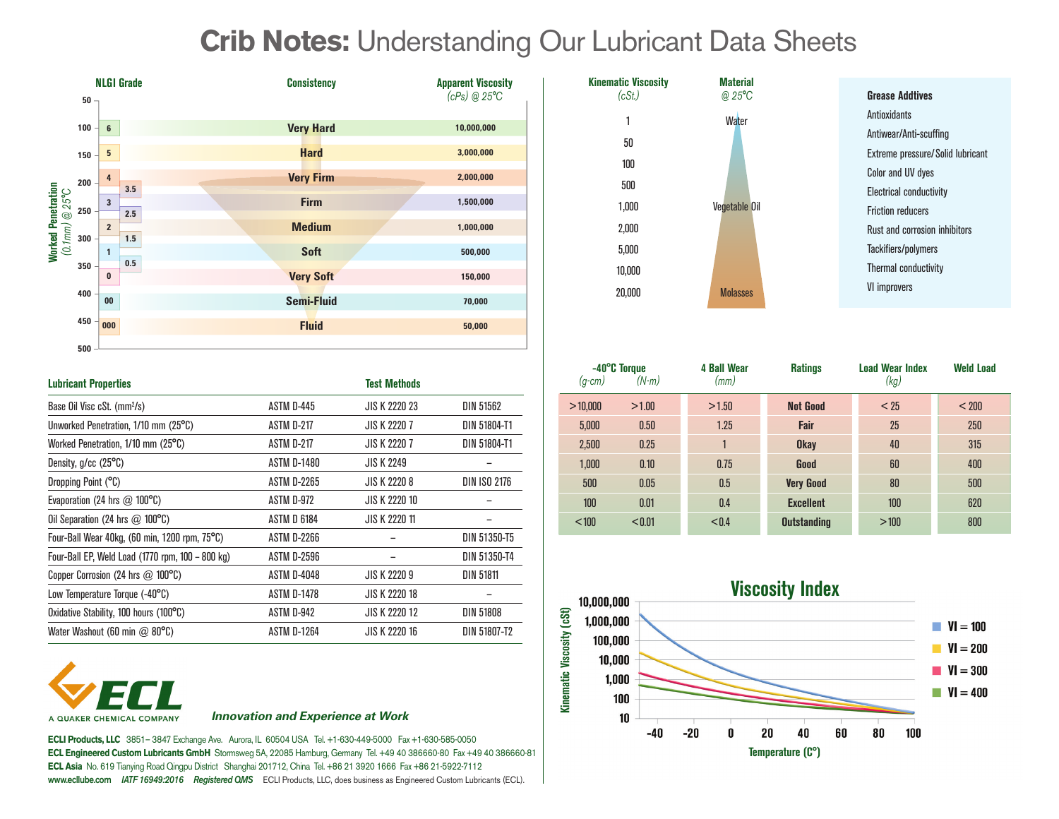# **Crib Notes:** Understanding Our Lubricant Data Sheets

| NLGI Grade | Consistency | Apparent Viscosity (cPs) @ 25°C |
|---|---|---|
| 6 | Very Hard | 10,000,000 |
| 5 | Hard | 3,000,000 |
| 4 | Very Firm | 2,000,000 |
| 3 | Firm | 1,500,000 |
| 2 | Medium | 1,000,000 |
| 1 | Soft | 500,000 |
| 0 | Very Soft | 150,000 |
| 00 | Semi-Fluid | 70,000 |
| 000 | Fluid | 50,000 |

Worked Penetration (0.1mm) @ 25°C

50, 100, 150, 200, 250, 300, 350, 400, 450, 500

3.5, 2.5, 1.5, 0.5

| Kinematic Viscosity (cSt.) | Material @ 25°C |
|---|---|
| 1 | Water |
| 50 | |
| 100 | |
| 500 | |
| 1,000 | Vegetable Oil |
| 2,000 | |
| 5,000 | |
| 10,000 | |
| 20,000 | Molasses |

**Grease Addtives**

- Antioxidants
- Antiwear/Anti-scuffing
- Extreme pressure/Solid lubricant
- Color and UV dyes
- Electrical conductivity
- Friction reducers
- Rust and corrosion inhibitors
- Tackifiers/polymers
- Thermal conductivity
- VI improvers

| Lubricant Properties | | Test Methods | |
|---|---|---|---|
| Base Oil Visc cSt. (mm²/s) | ASTM D-445 | JIS K 2220 23 | DIN 51562 |
| Unworked Penetration, 1/10 mm (25°C) | ASTM D-217 | JIS K 2220 7 | DIN 51804-T1 |
| Worked Penetration, 1/10 mm (25°C) | ASTM D-217 | JIS K 2220 7 | DIN 51804-T1 |
| Density, g/cc (25°C) | ASTM D-1480 | JIS K 2249 | – |
| Dropping Point (°C) | ASTM D-2265 | JIS K 2220 8 | DIN ISO 2176 |
| Evaporation (24 hrs @ 100°C) | ASTM D-972 | JIS K 2220 10 | – |
| Oil Separation (24 hrs @ 100°C) | ASTM D 6184 | JIS K 2220 11 | – |
| Four-Ball Wear 40kg, (60 min, 1200 rpm, 75°C) | ASTM D-2266 | – | DIN 51350-T5 |
| Four-Ball EP, Weld Load (1770 rpm, 100 – 800 kg) | ASTM D-2596 | – | DIN 51350-T4 |
| Copper Corrosion (24 hrs @ 100°C) | ASTM D-4048 | JIS K 2220 9 | DIN 51811 |
| Low Temperature Torque (-40°C) | ASTM D-1478 | JIS K 2220 18 | – |
| Oxidative Stability, 100 hours (100°C) | ASTM D-942 | JIS K 2220 12 | DIN 51808 |
| Water Washout (60 min @ 80°C) | ASTM D-1264 | JIS K 2220 16 | DIN 51807-T2 |

| -40°C Torque (g-cm) | (N-m) | 4 Ball Wear (mm) | Ratings | Load Wear Index (kg) | Weld Load |
|---|---|---|---|---|---|
| >10,000 | >1.00 | >1.50 | Not Good | < 25 | < 200 |
| 5,000 | 0.50 | 1.25 | Fair | 25 | 250 |
| 2,500 | 0.25 | 1 | Okay | 40 | 315 |
| 1,000 | 0.10 | 0.75 | Good | 60 | 400 |
| 500 | 0.05 | 0.5 | Very Good | 80 | 500 |
| 100 | 0.01 | 0.4 | Excellent | 100 | 620 |
| <100 | <0.01 | <0.4 | Outstanding | >100 | 800 |

## Viscosity Index

Kinematic Viscosity (cSt)

10,000,000
1,000,000
100,000
10,000
1,000
100
10

-40, -20, 0, 20, 40, 60, 80, 100

Temperature (C°)

VI = 100
VI = 200
VI = 300
VI = 400

ECL
A QUAKER CHEMICAL COMPANY

*Innovation and Experience at Work*

**ECLI Products, LLC** 3851– 3847 Exchange Ave. Aurora, IL 60504 USA Tel. +1-630-449-5000 Fax +1-630-585-0050
**ECL Engineered Custom Lubricants GmbH** Stormsweg 5A, 22085 Hamburg, Germany Tel. +49 40 386660-80 Fax +49 40 386660-81
**ECL Asia** No. 619 Tianying Road Qingpu District Shanghai 201712, China Tel. +86 21 3920 1666 Fax +86 21-5922-7112
**www.ecllube.com** *IATF 16949:2016 Registered QMS* ECLI Products, LLC, does business as Engineered Custom Lubricants (ECL).